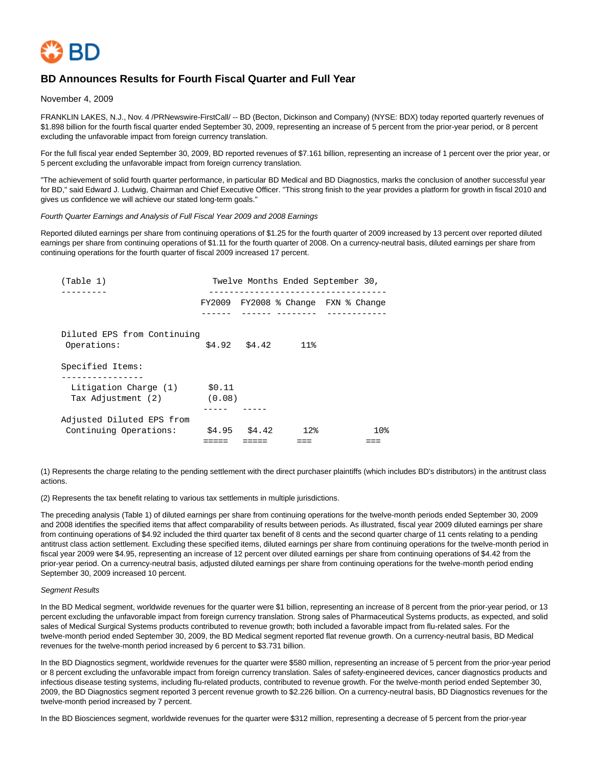# BD Announces Results for Fourth Fiscal Quarter and Full Year

November 4, 2009

FRANKLIN LAKES, N.J., Nov. 4 /PRNewswire-FirstCall/ -- BD (Becton, Dickinson and Company) (NYSE: BDX) today reported quarterly revenues of $1.898 billion for the fourth fiscal quarter ended September 30, 2009, representing an increase of 5 percent from the prior-year period, or 8 percent excluding the unfavorable impact from foreign currency translation.

For the full fiscal year ended September 30, 2009, BD reported revenues of $7.161 billion, representing an increase of 1 percent over the prior year, or 5 percent excluding the unfavorable impact from foreign currency translation.

"The achievement of solid fourth quarter performance, in particular BD Medical and BD Diagnostics, marks the conclusion of another successful year for BD," said Edward J. Ludwig, Chairman and Chief Executive Officer. "This strong finish to the year provides a platform for growth in fiscal 2010 and gives us confidence we will achieve our stated long-term goals."

*Fourth Quarter Earnings and Analysis of Full Fiscal Year 2009 and 2008 Earnings*

Reported diluted earnings per share from continuing operations of $1.25 for the fourth quarter of 2009 increased by 13 percent over reported diluted earnings per share from continuing operations of $1.11 for the fourth quarter of 2008. On a currency-neutral basis, diluted earnings per share from continuing operations for the fourth quarter of fiscal 2009 increased 17 percent.

| (Table 1) | Twelve Months Ended September 30, | | | |
|---|---|---|---|---|
| | FY2009 | FY2008 | % Change | FXN % Change |
| Diluted EPS from Continuing Operations: | $4.92 | $4.42 | 11% | |
| Specified Items: | | | | |
| Litigation Charge (1) | $0.11 | | | |
| Tax Adjustment (2) | (0.08) | | | |
| Adjusted Diluted EPS from Continuing Operations: | $4.95 | $4.42 | 12% | 10% |

(1) Represents the charge relating to the pending settlement with the direct purchaser plaintiffs (which includes BD's distributors) in the antitrust class actions.

(2) Represents the tax benefit relating to various tax settlements in multiple jurisdictions.

The preceding analysis (Table 1) of diluted earnings per share from continuing operations for the twelve-month periods ended September 30, 2009 and 2008 identifies the specified items that affect comparability of results between periods. As illustrated, fiscal year 2009 diluted earnings per share from continuing operations of $4.92 included the third quarter tax benefit of 8 cents and the second quarter charge of 11 cents relating to a pending antitrust class action settlement. Excluding these specified items, diluted earnings per share from continuing operations for the twelve-month period in fiscal year 2009 were $4.95, representing an increase of 12 percent over diluted earnings per share from continuing operations of $4.42 from the prior-year period. On a currency-neutral basis, adjusted diluted earnings per share from continuing operations for the twelve-month period ending September 30, 2009 increased 10 percent.

*Segment Results*

In the BD Medical segment, worldwide revenues for the quarter were $1 billion, representing an increase of 8 percent from the prior-year period, or 13 percent excluding the unfavorable impact from foreign currency translation. Strong sales of Pharmaceutical Systems products, as expected, and solid sales of Medical Surgical Systems products contributed to revenue growth; both included a favorable impact from flu-related sales. For the twelve-month period ended September 30, 2009, the BD Medical segment reported flat revenue growth. On a currency-neutral basis, BD Medical revenues for the twelve-month period increased by 6 percent to $3.731 billion.

In the BD Diagnostics segment, worldwide revenues for the quarter were $580 million, representing an increase of 5 percent from the prior-year period or 8 percent excluding the unfavorable impact from foreign currency translation. Sales of safety-engineered devices, cancer diagnostics products and infectious disease testing systems, including flu-related products, contributed to revenue growth. For the twelve-month period ended September 30, 2009, the BD Diagnostics segment reported 3 percent revenue growth to $2.226 billion. On a currency-neutral basis, BD Diagnostics revenues for the twelve-month period increased by 7 percent.

In the BD Biosciences segment, worldwide revenues for the quarter were $312 million, representing a decrease of 5 percent from the prior-year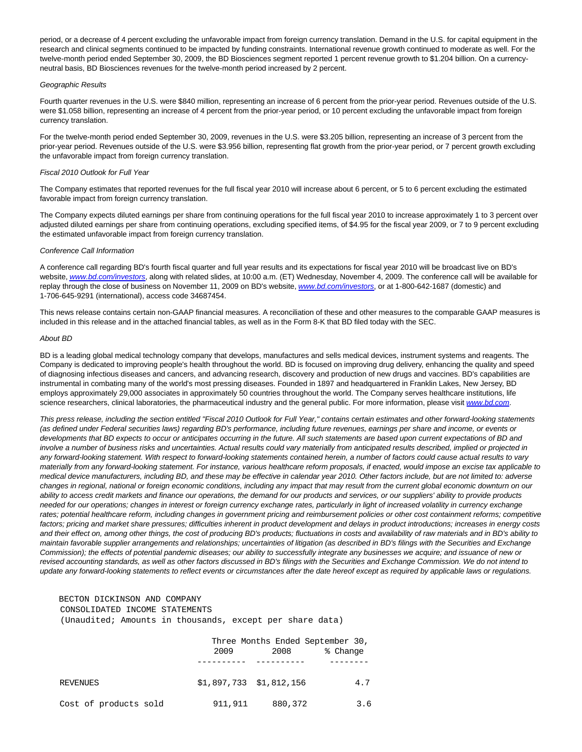period, or a decrease of 4 percent excluding the unfavorable impact from foreign currency translation. Demand in the U.S. for capital equipment in the research and clinical segments continued to be impacted by funding constraints. International revenue growth continued to moderate as well. For the twelve-month period ended September 30, 2009, the BD Biosciences segment reported 1 percent revenue growth to $1.204 billion. On a currency-neutral basis, BD Biosciences revenues for the twelve-month period increased by 2 percent.

*Geographic Results*

Fourth quarter revenues in the U.S. were $840 million, representing an increase of 6 percent from the prior-year period. Revenues outside of the U.S. were $1.058 billion, representing an increase of 4 percent from the prior-year period, or 10 percent excluding the unfavorable impact from foreign currency translation.

For the twelve-month period ended September 30, 2009, revenues in the U.S. were $3.205 billion, representing an increase of 3 percent from the prior-year period. Revenues outside of the U.S. were $3.956 billion, representing flat growth from the prior-year period, or 7 percent growth excluding the unfavorable impact from foreign currency translation.

*Fiscal 2010 Outlook for Full Year*

The Company estimates that reported revenues for the full fiscal year 2010 will increase about 6 percent, or 5 to 6 percent excluding the estimated favorable impact from foreign currency translation.

The Company expects diluted earnings per share from continuing operations for the full fiscal year 2010 to increase approximately 1 to 3 percent over adjusted diluted earnings per share from continuing operations, excluding specified items, of $4.95 for the fiscal year 2009, or 7 to 9 percent excluding the estimated unfavorable impact from foreign currency translation.

*Conference Call Information*

A conference call regarding BD's fourth fiscal quarter and full year results and its expectations for fiscal year 2010 will be broadcast live on BD's website, www.bd.com/investors, along with related slides, at 10:00 a.m. (ET) Wednesday, November 4, 2009. The conference call will be available for replay through the close of business on November 11, 2009 on BD's website, www.bd.com/investors, or at 1-800-642-1687 (domestic) and 1-706-645-9291 (international), access code 34687454.

This news release contains certain non-GAAP financial measures. A reconciliation of these and other measures to the comparable GAAP measures is included in this release and in the attached financial tables, as well as in the Form 8-K that BD filed today with the SEC.

*About BD*

BD is a leading global medical technology company that develops, manufactures and sells medical devices, instrument systems and reagents. The Company is dedicated to improving people's health throughout the world. BD is focused on improving drug delivery, enhancing the quality and speed of diagnosing infectious diseases and cancers, and advancing research, discovery and production of new drugs and vaccines. BD's capabilities are instrumental in combating many of the world's most pressing diseases. Founded in 1897 and headquartered in Franklin Lakes, New Jersey, BD employs approximately 29,000 associates in approximately 50 countries throughout the world. The Company serves healthcare institutions, life science researchers, clinical laboratories, the pharmaceutical industry and the general public. For more information, please visit www.bd.com.

*This press release, including the section entitled "Fiscal 2010 Outlook for Full Year," contains certain estimates and other forward-looking statements (as defined under Federal securities laws) regarding BD's performance, including future revenues, earnings per share and income, or events or developments that BD expects to occur or anticipates occurring in the future. All such statements are based upon current expectations of BD and involve a number of business risks and uncertainties. Actual results could vary materially from anticipated results described, implied or projected in any forward-looking statement. With respect to forward-looking statements contained herein, a number of factors could cause actual results to vary materially from any forward-looking statement. For instance, various healthcare reform proposals, if enacted, would impose an excise tax applicable to medical device manufacturers, including BD, and these may be effective in calendar year 2010. Other factors include, but are not limited to: adverse changes in regional, national or foreign economic conditions, including any impact that may result from the current global economic downturn on our ability to access credit markets and finance our operations, the demand for our products and services, or our suppliers' ability to provide products needed for our operations; changes in interest or foreign currency exchange rates, particularly in light of increased volatility in currency exchange rates; potential healthcare reform, including changes in government pricing and reimbursement policies or other cost containment reforms; competitive factors; pricing and market share pressures; difficulties inherent in product development and delays in product introductions; increases in energy costs and their effect on, among other things, the cost of producing BD's products; fluctuations in costs and availability of raw materials and in BD's ability to maintain favorable supplier arrangements and relationships; uncertainties of litigation (as described in BD's filings with the Securities and Exchange Commission); the effects of potential pandemic diseases; our ability to successfully integrate any businesses we acquire; and issuance of new or revised accounting standards, as well as other factors discussed in BD's filings with the Securities and Exchange Commission. We do not intend to update any forward-looking statements to reflect events or circumstances after the date hereof except as required by applicable laws or regulations.*

BECTON DICKINSON AND COMPANY
CONSOLIDATED INCOME STATEMENTS
(Unaudited; Amounts in thousands, except per share data)

| | Three Months Ended September 30, | | |
|---|---|---|---|
| | 2009 | 2008 | % Change |
| REVENUES | $1,897,733 | $1,812,156 | 4.7 |
| Cost of products sold | 911,911 | 880,372 | 3.6 |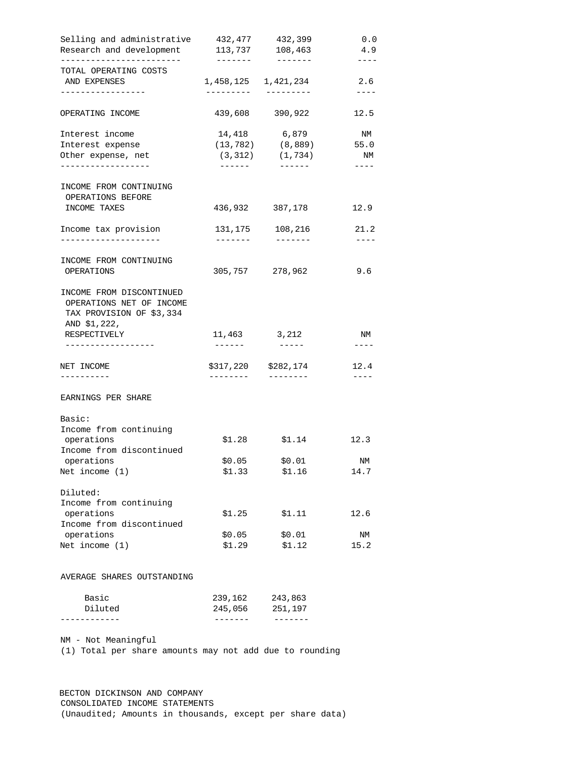| | | | |
|---|---|---|---|
| Selling and administrative | 432,477 | 432,399 | 0.0 |
| Research and development | 113,737 | 108,463 | 4.9 |
| TOTAL OPERATING COSTS AND EXPENSES | 1,458,125 | 1,421,234 | 2.6 |
| OPERATING INCOME | 439,608 | 390,922 | 12.5 |
| Interest income | 14,418 | 6,879 | NM |
| Interest expense | (13,782) | (8,889) | 55.0 |
| Other expense, net | (3,312) | (1,734) | NM |
| INCOME FROM CONTINUING OPERATIONS BEFORE INCOME TAXES | 436,932 | 387,178 | 12.9 |
| Income tax provision | 131,175 | 108,216 | 21.2 |
| INCOME FROM CONTINUING OPERATIONS | 305,757 | 278,962 | 9.6 |
| INCOME FROM DISCONTINUED OPERATIONS NET OF INCOME TAX PROVISION OF $3,334 AND $1,222, RESPECTIVELY | 11,463 | 3,212 | NM |
| NET INCOME | $317,220 | $282,174 | 12.4 |
| EARNINGS PER SHARE | | | |
| Basic: | | | |
| Income from continuing operations | $1.28 | $1.14 | 12.3 |
| Income from discontinued operations | $0.05 | $0.01 | NM |
| Net income (1) | $1.33 | $1.16 | 14.7 |
| Diluted: | | | |
| Income from continuing operations | $1.25 | $1.11 | 12.6 |
| Income from discontinued operations | $0.05 | $0.01 | NM |
| Net income (1) | $1.29 | $1.12 | 15.2 |
| AVERAGE SHARES OUTSTANDING | | | |
| Basic | 239,162 | 243,863 | |
| Diluted | 245,056 | 251,197 | |

NM - Not Meaningful
(1) Total per share amounts may not add due to rounding

BECTON DICKINSON AND COMPANY
CONSOLIDATED INCOME STATEMENTS
(Unaudited; Amounts in thousands, except per share data)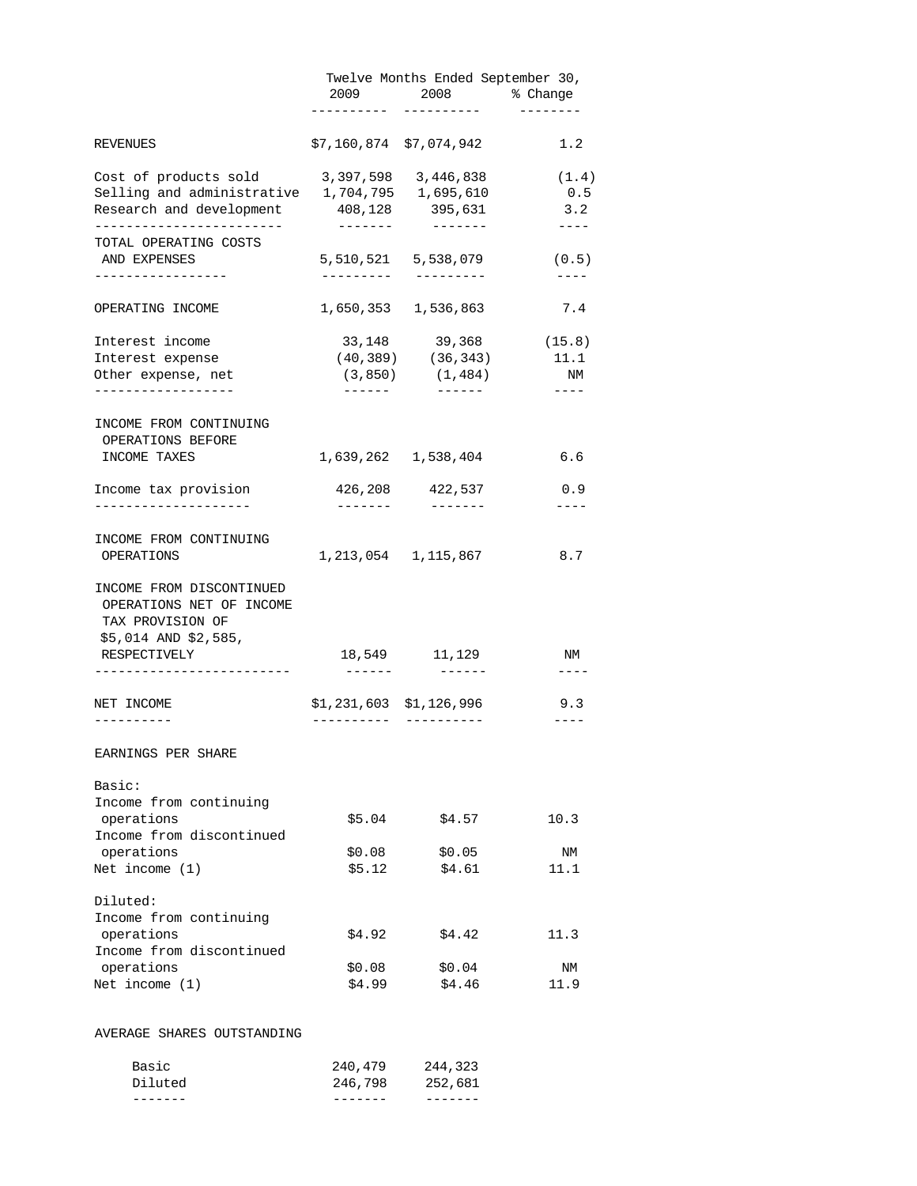| | Twelve Months Ended September 30, | | |
|---|---|---|---|
| | 2009 | 2008 | % Change |
| REVENUES | $7,160,874 | $7,074,942 | 1.2 |
| Cost of products sold | 3,397,598 | 3,446,838 | (1.4) |
| Selling and administrative | 1,704,795 | 1,695,610 | 0.5 |
| Research and development | 408,128 | 395,631 | 3.2 |
| TOTAL OPERATING COSTS AND EXPENSES | 5,510,521 | 5,538,079 | (0.5) |
| OPERATING INCOME | 1,650,353 | 1,536,863 | 7.4 |
| Interest income | 33,148 | 39,368 | (15.8) |
| Interest expense | (40,389) | (36,343) | 11.1 |
| Other expense, net | (3,850) | (1,484) | NM |
| INCOME FROM CONTINUING OPERATIONS BEFORE INCOME TAXES | 1,639,262 | 1,538,404 | 6.6 |
| Income tax provision | 426,208 | 422,537 | 0.9 |
| INCOME FROM CONTINUING OPERATIONS | 1,213,054 | 1,115,867 | 8.7 |
| INCOME FROM DISCONTINUED OPERATIONS NET OF INCOME TAX PROVISION OF $5,014 AND $2,585, RESPECTIVELY | 18,549 | 11,129 | NM |
| NET INCOME | $1,231,603 | $1,126,996 | 9.3 |
| EARNINGS PER SHARE | | | |
| Basic: | | | |
| Income from continuing operations | $5.04 | $4.57 | 10.3 |
| Income from discontinued operations | $0.08 | $0.05 | NM |
| Net income (1) | $5.12 | $4.61 | 11.1 |
| Diluted: | | | |
| Income from continuing operations | $4.92 | $4.42 | 11.3 |
| Income from discontinued operations | $0.08 | $0.04 | NM |
| Net income (1) | $4.99 | $4.46 | 11.9 |
| AVERAGE SHARES OUTSTANDING | | | |
| Basic | 240,479 | 244,323 | |
| Diluted | 246,798 | 252,681 | |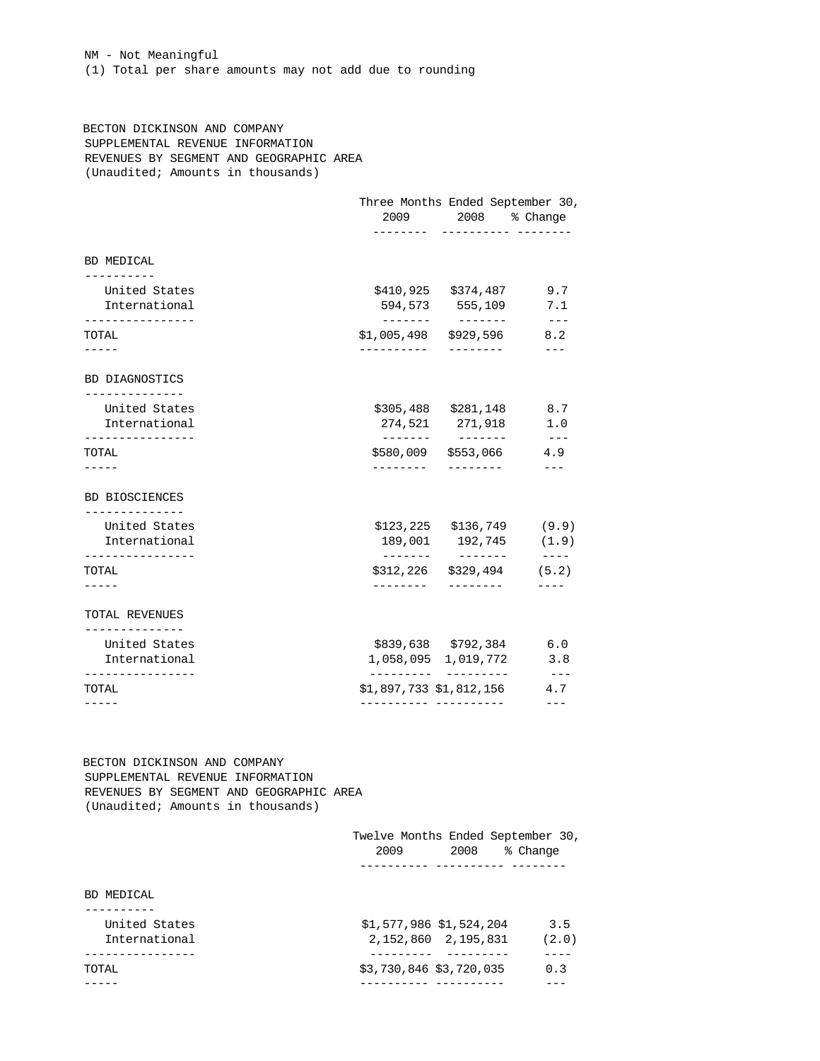NM - Not Meaningful

(1) Total per share amounts may not add due to rounding

BECTON DICKINSON AND COMPANY
SUPPLEMENTAL REVENUE INFORMATION
REVENUES BY SEGMENT AND GEOGRAPHIC AREA
(Unaudited; Amounts in thousands)

| | Three Months Ended September 30, | | |
|---|---|---|---|
| | 2009 | 2008 | % Change |
| **BD MEDICAL** | | | |
| United States | $410,925 | $374,487 | 9.7 |
| International | 594,573 | 555,109 | 7.1 |
| TOTAL | $1,005,498 | $929,596 | 8.2 |
| **BD DIAGNOSTICS** | | | |
| United States | $305,488 | $281,148 | 8.7 |
| International | 274,521 | 271,918 | 1.0 |
| TOTAL | $580,009 | $553,066 | 4.9 |
| **BD BIOSCIENCES** | | | |
| United States | $123,225 | $136,749 | (9.9) |
| International | 189,001 | 192,745 | (1.9) |
| TOTAL | $312,226 | $329,494 | (5.2) |
| **TOTAL REVENUES** | | | |
| United States | $839,638 | $792,384 | 6.0 |
| International | 1,058,095 | 1,019,772 | 3.8 |
| TOTAL | $1,897,733 | $1,812,156 | 4.7 |

BECTON DICKINSON AND COMPANY
SUPPLEMENTAL REVENUE INFORMATION
REVENUES BY SEGMENT AND GEOGRAPHIC AREA
(Unaudited; Amounts in thousands)

| | Twelve Months Ended September 30, | | |
|---|---|---|---|
| | 2009 | 2008 | % Change |
| **BD MEDICAL** | | | |
| United States | $1,577,986 | $1,524,204 | 3.5 |
| International | 2,152,860 | 2,195,831 | (2.0) |
| TOTAL | $3,730,846 | $3,720,035 | 0.3 |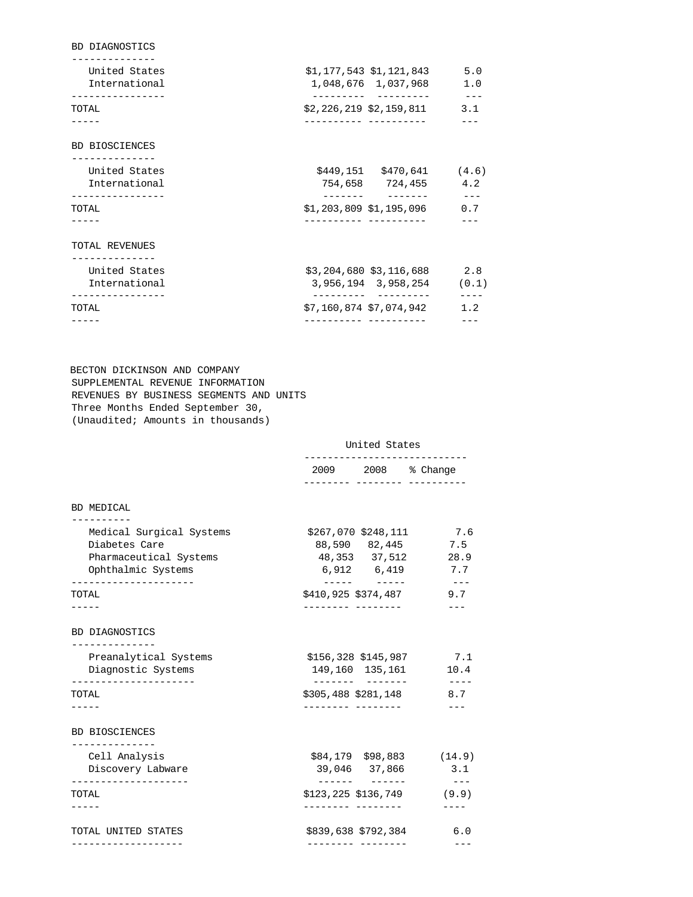| | | | |
|---|---|---|---|
| **BD DIAGNOSTICS** | | | |
| United States | $1,177,543 | $1,121,843 | 5.0 |
| International | 1,048,676 | 1,037,968 | 1.0 |
| TOTAL | $2,226,219 | $2,159,811 | 3.1 |
| **BD BIOSCIENCES** | | | |
| United States | $449,151 | $470,641 | (4.6) |
| International | 754,658 | 724,455 | 4.2 |
| TOTAL | $1,203,809 | $1,195,096 | 0.7 |
| **TOTAL REVENUES** | | | |
| United States | $3,204,680 | $3,116,688 | 2.8 |
| International | 3,956,194 | 3,958,254 | (0.1) |
| TOTAL | $7,160,874 | $7,074,942 | 1.2 |

BECTON DICKINSON AND COMPANY
SUPPLEMENTAL REVENUE INFORMATION
REVENUES BY BUSINESS SEGMENTS AND UNITS
Three Months Ended September 30,
(Unaudited; Amounts in thousands)

| | United States | | |
|---|---|---|---|
| | 2009 | 2008 | % Change |
| **BD MEDICAL** | | | |
| Medical Surgical Systems | $267,070 | $248,111 | 7.6 |
| Diabetes Care | 88,590 | 82,445 | 7.5 |
| Pharmaceutical Systems | 48,353 | 37,512 | 28.9 |
| Ophthalmic Systems | 6,912 | 6,419 | 7.7 |
| TOTAL | $410,925 | $374,487 | 9.7 |
| **BD DIAGNOSTICS** | | | |
| Preanalytical Systems | $156,328 | $145,987 | 7.1 |
| Diagnostic Systems | 149,160 | 135,161 | 10.4 |
| TOTAL | $305,488 | $281,148 | 8.7 |
| **BD BIOSCIENCES** | | | |
| Cell Analysis | $84,179 | $98,883 | (14.9) |
| Discovery Labware | 39,046 | 37,866 | 3.1 |
| TOTAL | $123,225 | $136,749 | (9.9) |
| TOTAL UNITED STATES | $839,638 | $792,384 | 6.0 |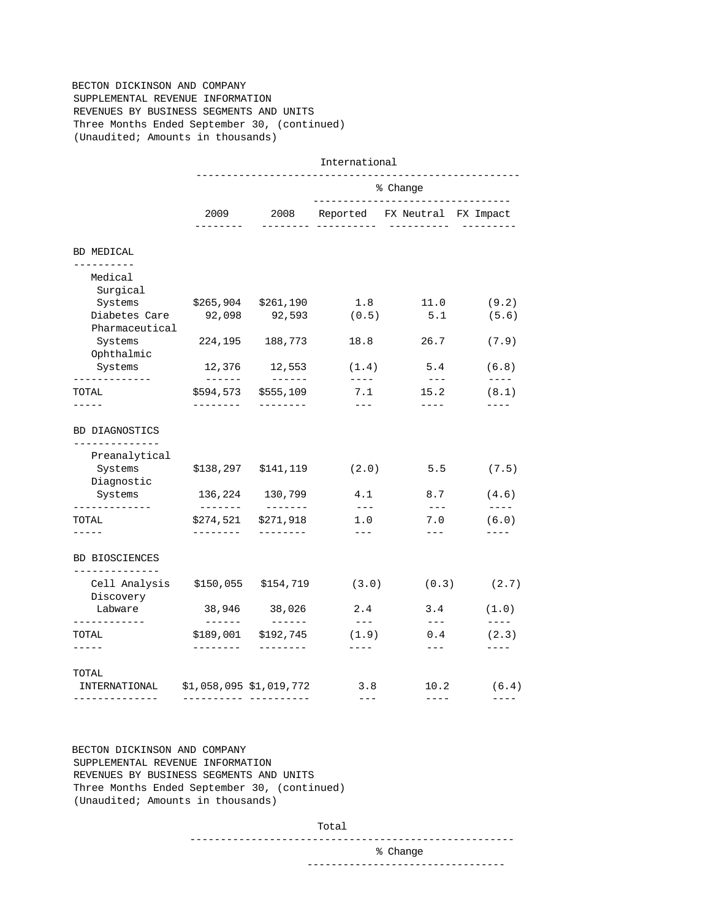BECTON DICKINSON AND COMPANY
SUPPLEMENTAL REVENUE INFORMATION
REVENUES BY BUSINESS SEGMENTS AND UNITS
Three Months Ended September 30, (continued)
(Unaudited; Amounts in thousands)

| | International | | | | |
|---|---|---|---|---|---|
| | | | % Change | | |
| | 2009 | 2008 | Reported | FX Neutral | FX Impact |
| **BD MEDICAL** | | | | | |
| Medical Surgical Systems | $265,904 | $261,190 | 1.8 | 11.0 | (9.2) |
| Diabetes Care | 92,098 | 92,593 | (0.5) | 5.1 | (5.6) |
| Pharmaceutical Systems | 224,195 | 188,773 | 18.8 | 26.7 | (7.9) |
| Ophthalmic Systems | 12,376 | 12,553 | (1.4) | 5.4 | (6.8) |
| TOTAL | $594,573 | $555,109 | 7.1 | 15.2 | (8.1) |
| **BD DIAGNOSTICS** | | | | | |
| Preanalytical Systems | $138,297 | $141,119 | (2.0) | 5.5 | (7.5) |
| Diagnostic Systems | 136,224 | 130,799 | 4.1 | 8.7 | (4.6) |
| TOTAL | $274,521 | $271,918 | 1.0 | 7.0 | (6.0) |
| **BD BIOSCIENCES** | | | | | |
| Cell Analysis | $150,055 | $154,719 | (3.0) | (0.3) | (2.7) |
| Discovery Labware | 38,946 | 38,026 | 2.4 | 3.4 | (1.0) |
| TOTAL | $189,001 | $192,745 | (1.9) | 0.4 | (2.3) |
| TOTAL INTERNATIONAL | $1,058,095 | $1,019,772 | 3.8 | 10.2 | (6.4) |

BECTON DICKINSON AND COMPANY
SUPPLEMENTAL REVENUE INFORMATION
REVENUES BY BUSINESS SEGMENTS AND UNITS
Three Months Ended September 30, (continued)
(Unaudited; Amounts in thousands)

| | Total | | | | |
|---|---|---|---|---|---|
| | | | % Change | | |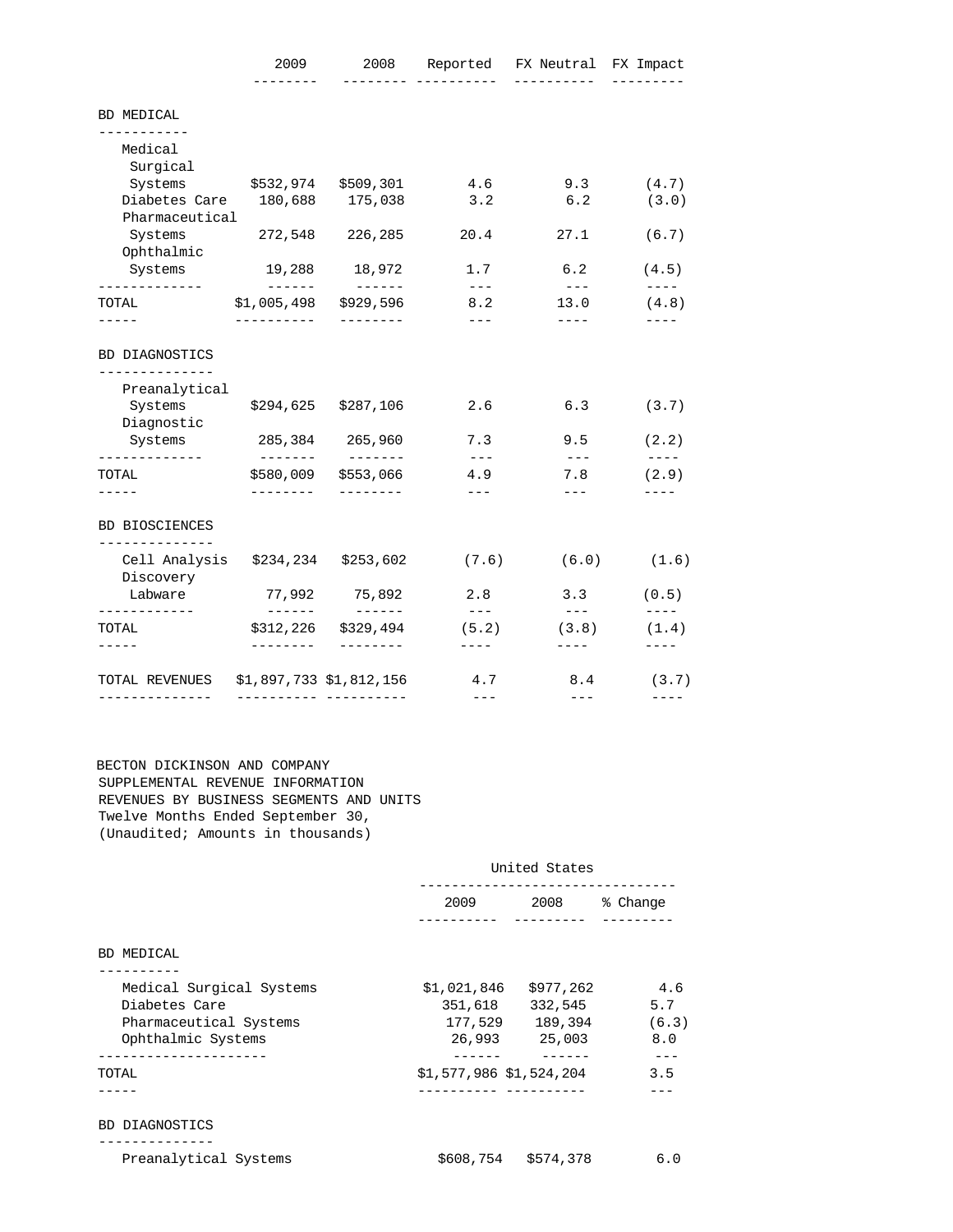| | 2009 | 2008 | Reported | FX Neutral | FX Impact |
|---|---|---|---|---|---|
| **BD MEDICAL** | | | | | |
| Medical Surgical Systems | $532,974 | $509,301 | 4.6 | 9.3 | (4.7) |
| Diabetes Care | 180,688 | 175,038 | 3.2 | 6.2 | (3.0) |
| Pharmaceutical Systems | 272,548 | 226,285 | 20.4 | 27.1 | (6.7) |
| Ophthalmic Systems | 19,288 | 18,972 | 1.7 | 6.2 | (4.5) |
| TOTAL | $1,005,498 | $929,596 | 8.2 | 13.0 | (4.8) |
| **BD DIAGNOSTICS** | | | | | |
| Preanalytical Systems | $294,625 | $287,106 | 2.6 | 6.3 | (3.7) |
| Diagnostic Systems | 285,384 | 265,960 | 7.3 | 9.5 | (2.2) |
| TOTAL | $580,009 | $553,066 | 4.9 | 7.8 | (2.9) |
| **BD BIOSCIENCES** | | | | | |
| Cell Analysis | $234,234 | $253,602 | (7.6) | (6.0) | (1.6) |
| Discovery Labware | 77,992 | 75,892 | 2.8 | 3.3 | (0.5) |
| TOTAL | $312,226 | $329,494 | (5.2) | (3.8) | (1.4) |
| TOTAL REVENUES | $1,897,733 | $1,812,156 | 4.7 | 8.4 | (3.7) |

BECTON DICKINSON AND COMPANY
SUPPLEMENTAL REVENUE INFORMATION
REVENUES BY BUSINESS SEGMENTS AND UNITS
Twelve Months Ended September 30,
(Unaudited; Amounts in thousands)

| | United States | | |
|---|---|---|---|
| | 2009 | 2008 | % Change |
| **BD MEDICAL** | | | |
| Medical Surgical Systems | $1,021,846 | $977,262 | 4.6 |
| Diabetes Care | 351,618 | 332,545 | 5.7 |
| Pharmaceutical Systems | 177,529 | 189,394 | (6.3) |
| Ophthalmic Systems | 26,993 | 25,003 | 8.0 |
| TOTAL | $1,577,986 | $1,524,204 | 3.5 |
| **BD DIAGNOSTICS** | | | |
| Preanalytical Systems | $608,754 | $574,378 | 6.0 |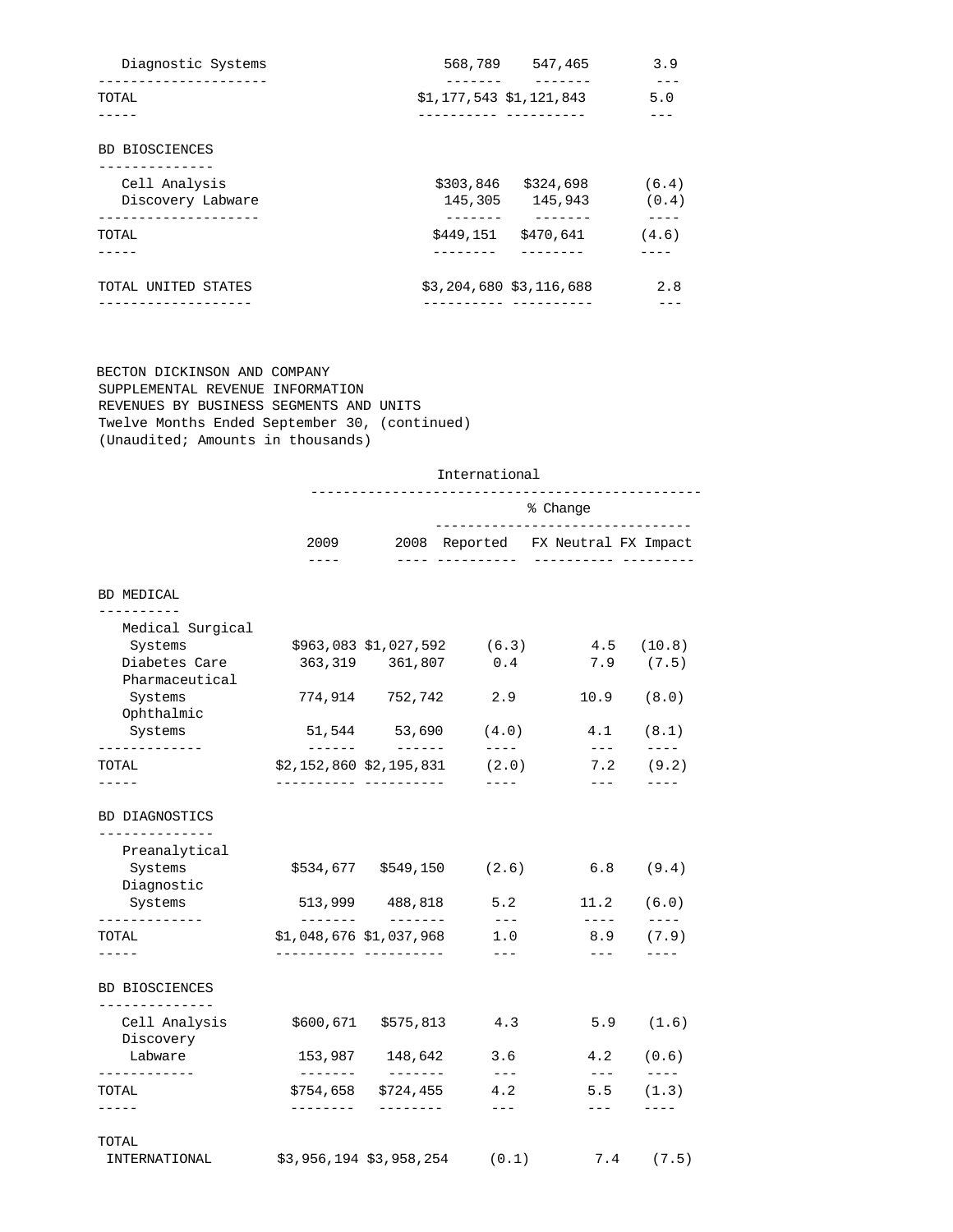| | | | |
|---|---|---|---|
| Diagnostic Systems | 568,789 | 547,465 | 3.9 |
| TOTAL | $1,177,543 | $1,121,843 | 5.0 |
| **BD BIOSCIENCES** | | | |
| Cell Analysis | $303,846 | $324,698 | (6.4) |
| Discovery Labware | 145,305 | 145,943 | (0.4) |
| TOTAL | $449,151 | $470,641 | (4.6) |
| TOTAL UNITED STATES | $3,204,680 | $3,116,688 | 2.8 |

BECTON DICKINSON AND COMPANY
SUPPLEMENTAL REVENUE INFORMATION
REVENUES BY BUSINESS SEGMENTS AND UNITS
Twelve Months Ended September 30, (continued)
(Unaudited; Amounts in thousands)

| | International | | | | |
|---|---|---|---|---|---|
| | | | % Change | | |
| | 2009 | 2008 | Reported | FX Neutral | FX Impact |
| **BD MEDICAL** | | | | | |
| Medical Surgical Systems | $963,083 | $1,027,592 | (6.3) | 4.5 | (10.8) |
| Diabetes Care | 363,319 | 361,807 | 0.4 | 7.9 | (7.5) |
| Pharmaceutical Systems | 774,914 | 752,742 | 2.9 | 10.9 | (8.0) |
| Ophthalmic Systems | 51,544 | 53,690 | (4.0) | 4.1 | (8.1) |
| TOTAL | $2,152,860 | $2,195,831 | (2.0) | 7.2 | (9.2) |
| **BD DIAGNOSTICS** | | | | | |
| Preanalytical Systems | $534,677 | $549,150 | (2.6) | 6.8 | (9.4) |
| Diagnostic Systems | 513,999 | 488,818 | 5.2 | 11.2 | (6.0) |
| TOTAL | $1,048,676 | $1,037,968 | 1.0 | 8.9 | (7.9) |
| **BD BIOSCIENCES** | | | | | |
| Cell Analysis | $600,671 | $575,813 | 4.3 | 5.9 | (1.6) |
| Discovery Labware | 153,987 | 148,642 | 3.6 | 4.2 | (0.6) |
| TOTAL | $754,658 | $724,455 | 4.2 | 5.5 | (1.3) |
| TOTAL INTERNATIONAL | $3,956,194 | $3,958,254 | (0.1) | 7.4 | (7.5) |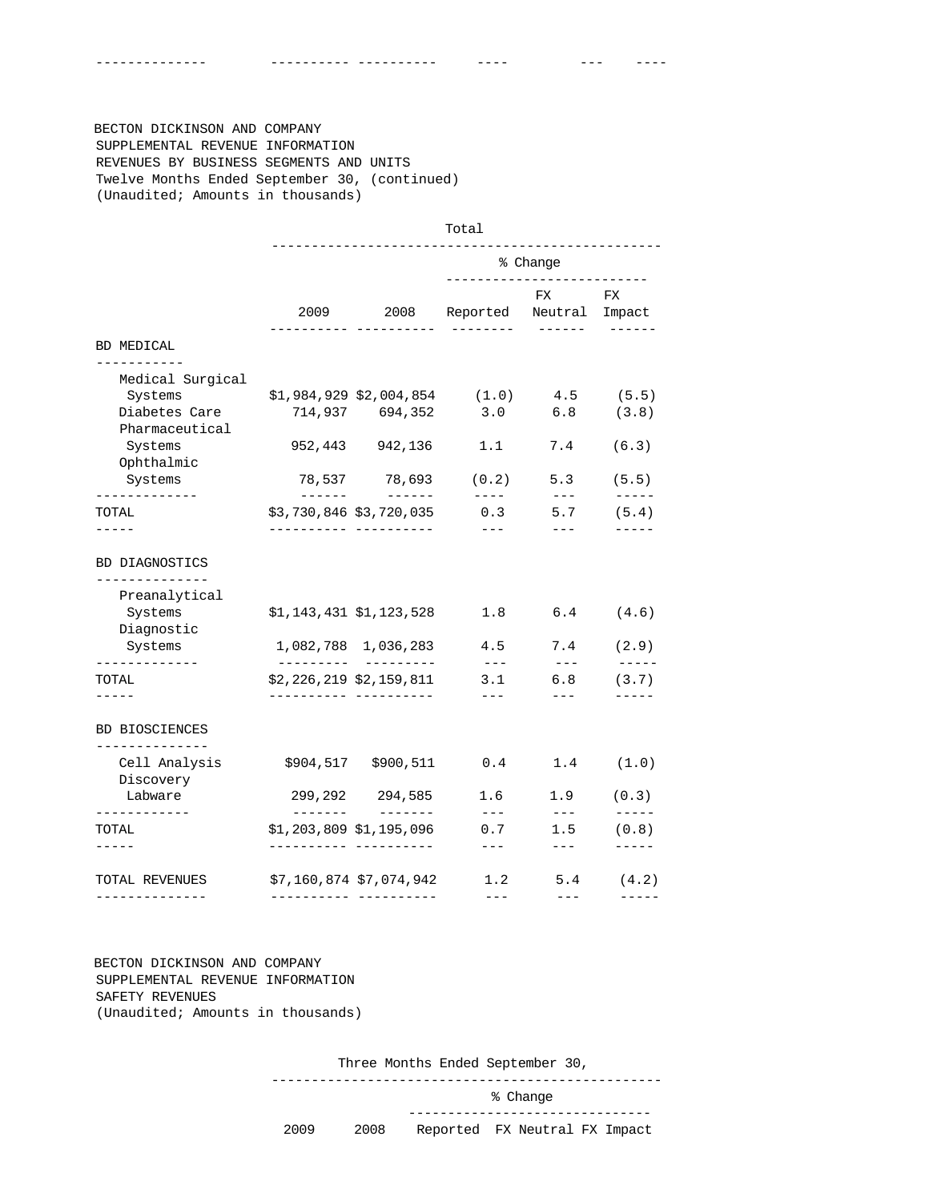BECTON DICKINSON AND COMPANY
SUPPLEMENTAL REVENUE INFORMATION
REVENUES BY BUSINESS SEGMENTS AND UNITS
Twelve Months Ended September 30, (continued)
(Unaudited; Amounts in thousands)

| | Total | | | | |
|---|---|---|---|---|---|
| | | | % Change | | |
| | 2009 | 2008 | Reported | FX Neutral | FX Impact |
| **BD MEDICAL** | | | | | |
| Medical Surgical Systems | $1,984,929 | $2,004,854 | (1.0) | 4.5 | (5.5) |
| Diabetes Care | 714,937 | 694,352 | 3.0 | 6.8 | (3.8) |
| Pharmaceutical Systems | 952,443 | 942,136 | 1.1 | 7.4 | (6.3) |
| Ophthalmic Systems | 78,537 | 78,693 | (0.2) | 5.3 | (5.5) |
| TOTAL | $3,730,846 | $3,720,035 | 0.3 | 5.7 | (5.4) |
| **BD DIAGNOSTICS** | | | | | |
| Preanalytical Systems | $1,143,431 | $1,123,528 | 1.8 | 6.4 | (4.6) |
| Diagnostic Systems | 1,082,788 | 1,036,283 | 4.5 | 7.4 | (2.9) |
| TOTAL | $2,226,219 | $2,159,811 | 3.1 | 6.8 | (3.7) |
| **BD BIOSCIENCES** | | | | | |
| Cell Analysis | $904,517 | $900,511 | 0.4 | 1.4 | (1.0) |
| Discovery Labware | 299,292 | 294,585 | 1.6 | 1.9 | (0.3) |
| TOTAL | $1,203,809 | $1,195,096 | 0.7 | 1.5 | (0.8) |
| TOTAL REVENUES | $7,160,874 | $7,074,942 | 1.2 | 5.4 | (4.2) |

BECTON DICKINSON AND COMPANY
SUPPLEMENTAL REVENUE INFORMATION
SAFETY REVENUES
(Unaudited; Amounts in thousands)

| Three Months Ended September 30, | | | | |
|---|---|---|---|---|
| | | % Change | | |
| 2009 | 2008 | Reported | FX Neutral | FX Impact |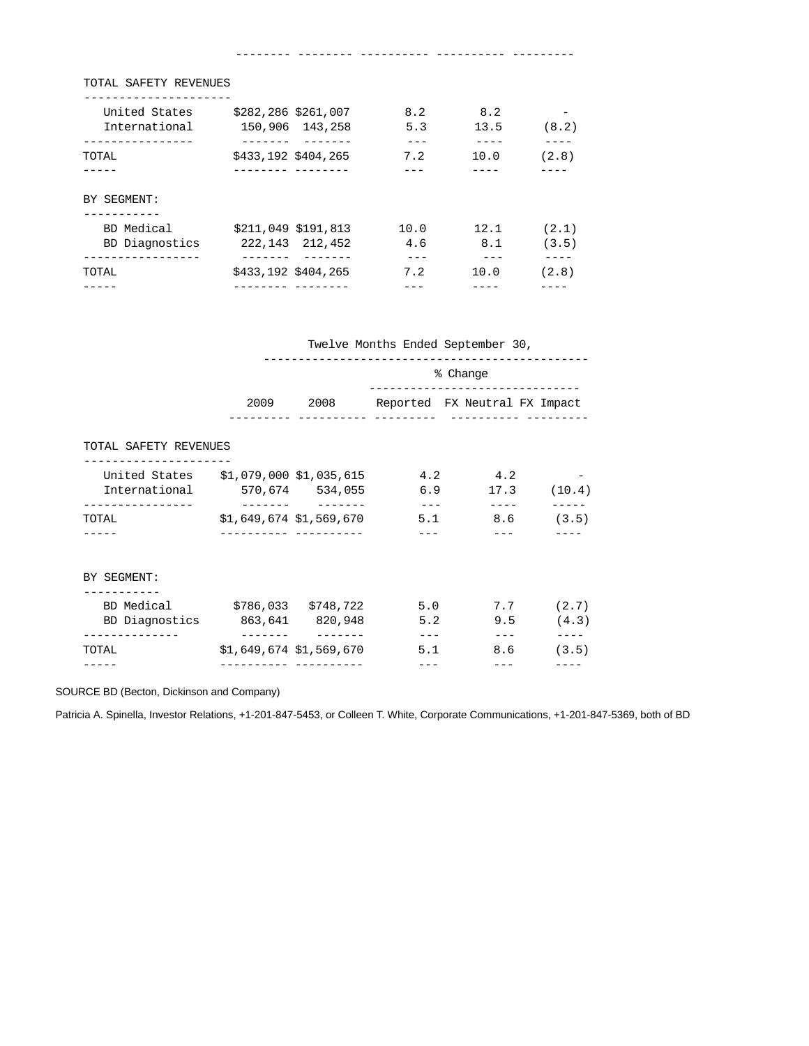| | | | | | |
|---|---|---|---|---|---|
| **TOTAL SAFETY REVENUES** | | | | | |
| United States | $282,286 | $261,007 | 8.2 | 8.2 | - |
| International | 150,906 | 143,258 | 5.3 | 13.5 | (8.2) |
| TOTAL | $433,192 | $404,265 | 7.2 | 10.0 | (2.8) |
| **BY SEGMENT:** | | | | | |
| BD Medical | $211,049 | $191,813 | 10.0 | 12.1 | (2.1) |
| BD Diagnostics | 222,143 | 212,452 | 4.6 | 8.1 | (3.5) |
| TOTAL | $433,192 | $404,265 | 7.2 | 10.0 | (2.8) |

| | Twelve Months Ended September 30, | | | | |
|---|---|---|---|---|---|
| | | | % Change | | |
| | 2009 | 2008 | Reported | FX Neutral | FX Impact |
| **TOTAL SAFETY REVENUES** | | | | | |
| United States | $1,079,000 | $1,035,615 | 4.2 | 4.2 | - |
| International | 570,674 | 534,055 | 6.9 | 17.3 | (10.4) |
| TOTAL | $1,649,674 | $1,569,670 | 5.1 | 8.6 | (3.5) |
| **BY SEGMENT:** | | | | | |
| BD Medical | $786,033 | $748,722 | 5.0 | 7.7 | (2.7) |
| BD Diagnostics | 863,641 | 820,948 | 5.2 | 9.5 | (4.3) |
| TOTAL | $1,649,674 | $1,569,670 | 5.1 | 8.6 | (3.5) |

SOURCE BD (Becton, Dickinson and Company)

Patricia A. Spinella, Investor Relations, +1-201-847-5453, or Colleen T. White, Corporate Communications, +1-201-847-5369, both of BD